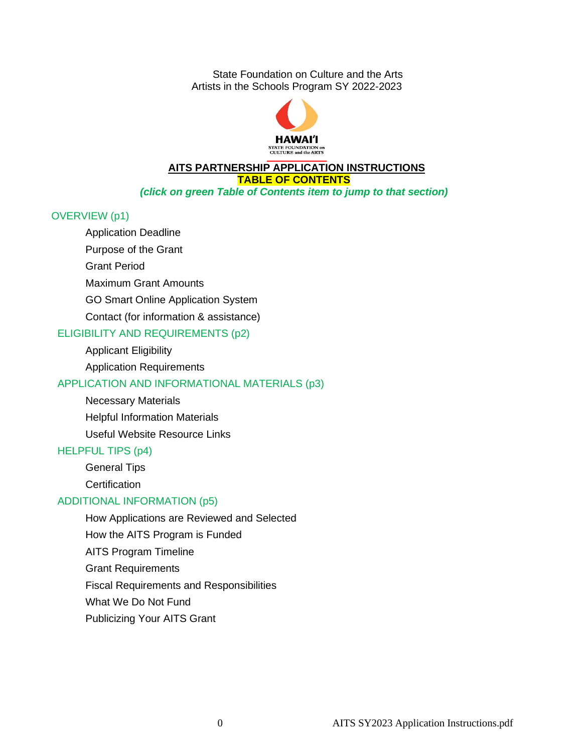State Foundation on Culture and the Arts
Artists in the Schools Program SY 2022-2023

HAWAIʻI
STATE FOUNDATION on
CULTURE and the ARTS

# AITS PARTNERSHIP APPLICATION INSTRUCTIONS

## TABLE OF CONTENTS

***(click on green Table of Contents item to jump to that section)***

OVERVIEW (p1)

- Application Deadline
- Purpose of the Grant
- Grant Period
- Maximum Grant Amounts
- GO Smart Online Application System
- Contact (for information & assistance)

ELIGIBILITY AND REQUIREMENTS (p2)

- Applicant Eligibility
- Application Requirements

APPLICATION AND INFORMATIONAL MATERIALS (p3)

- Necessary Materials
- Helpful Information Materials
- Useful Website Resource Links

HELPFUL TIPS (p4)

- General Tips
- Certification

ADDITIONAL INFORMATION (p5)

- How Applications are Reviewed and Selected
- How the AITS Program is Funded
- AITS Program Timeline
- Grant Requirements
- Fiscal Requirements and Responsibilities
- What We Do Not Fund
- Publicizing Your AITS Grant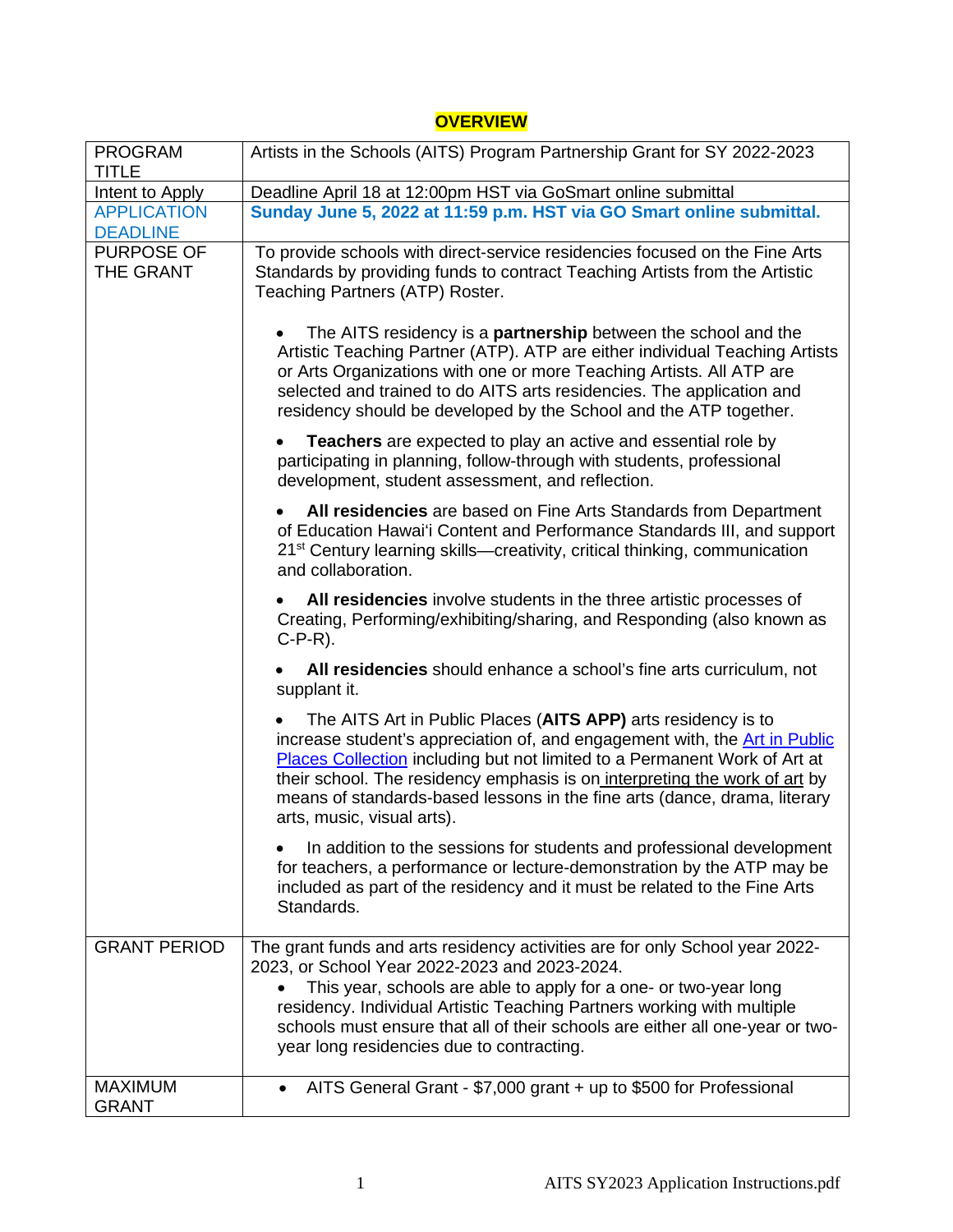## OVERVIEW

| PROGRAM TITLE | Artists in the Schools (AITS) Program Partnership Grant for SY 2022-2023 |
|---|---|
| Intent to Apply | Deadline April 18 at 12:00pm HST via GoSmart online submittal |
| APPLICATION DEADLINE | **Sunday June 5, 2022 at 11:59 p.m. HST via GO Smart online submittal.** |
| PURPOSE OF THE GRANT | To provide schools with direct-service residencies focused on the Fine Arts Standards by providing funds to contract Teaching Artists from the Artistic Teaching Partners (ATP) Roster.<br><br>• The AITS residency is a **partnership** between the school and the Artistic Teaching Partner (ATP). ATP are either individual Teaching Artists or Arts Organizations with one or more Teaching Artists. All ATP are selected and trained to do AITS arts residencies. The application and residency should be developed by the School and the ATP together.<br><br>• **Teachers** are expected to play an active and essential role by participating in planning, follow-through with students, professional development, student assessment, and reflection.<br><br>• **All residencies** are based on Fine Arts Standards from Department of Education Hawaiʻi Content and Performance Standards III, and support 21st Century learning skills—creativity, critical thinking, communication and collaboration.<br><br>• **All residencies** involve students in the three artistic processes of Creating, Performing/exhibiting/sharing, and Responding (also known as C-P-R).<br><br>• **All residencies** should enhance a school's fine arts curriculum, not supplant it.<br><br>• The AITS Art in Public Places (**AITS APP)** arts residency is to increase student's appreciation of, and engagement with, the Art in Public Places Collection including but not limited to a Permanent Work of Art at their school. The residency emphasis is on interpreting the work of art by means of standards-based lessons in the fine arts (dance, drama, literary arts, music, visual arts).<br><br>• In addition to the sessions for students and professional development for teachers, a performance or lecture-demonstration by the ATP may be included as part of the residency and it must be related to the Fine Arts Standards. |
| GRANT PERIOD | The grant funds and arts residency activities are for only School year 2022-2023, or School Year 2022-2023 and 2023-2024.<br>• This year, schools are able to apply for a one- or two-year long residency. Individual Artistic Teaching Partners working with multiple schools must ensure that all of their schools are either all one-year or two-year long residencies due to contracting. |
| MAXIMUM GRANT | • AITS General Grant - $7,000 grant + up to $500 for Professional |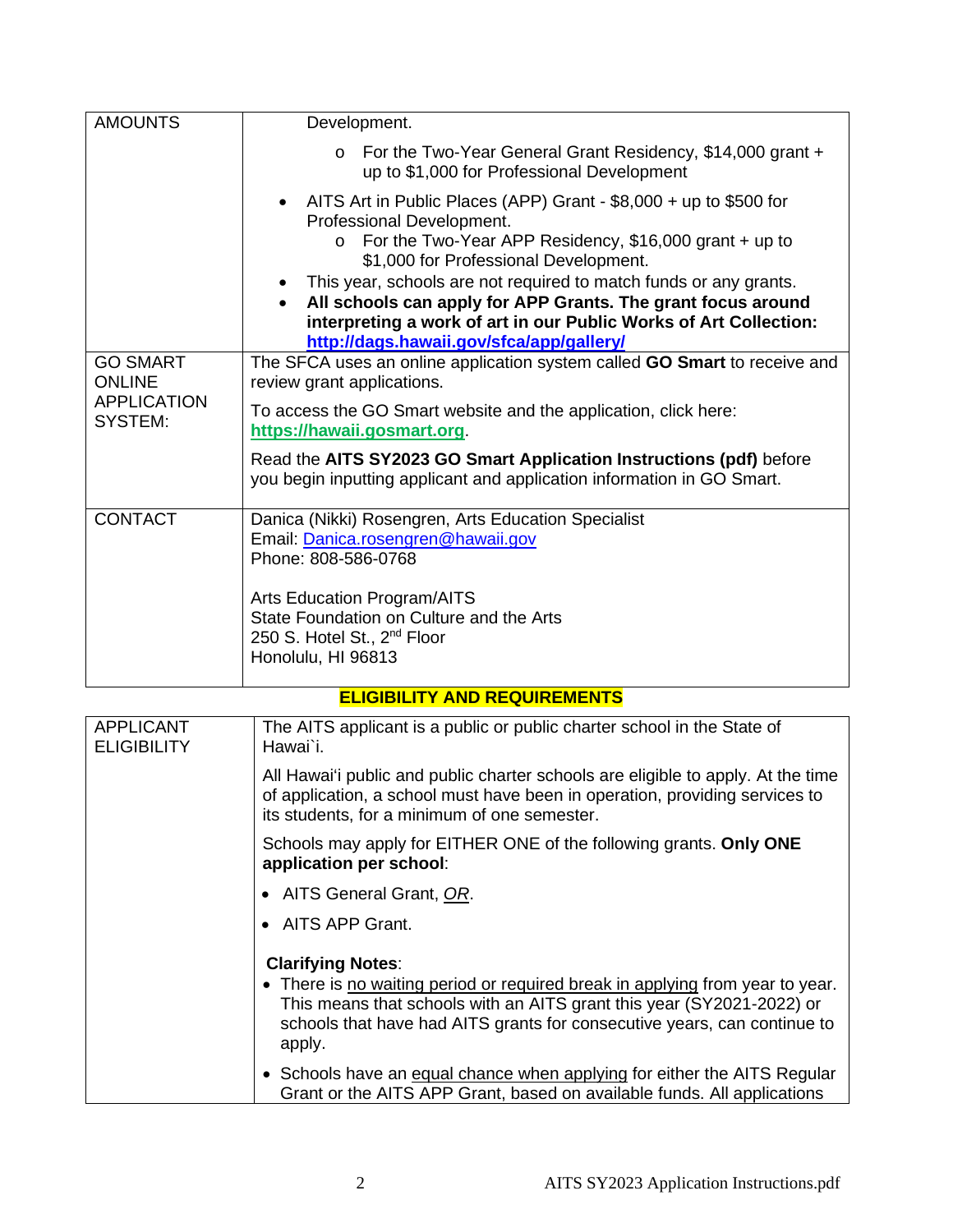| AMOUNTS | Development.<br>- For the Two-Year General Grant Residency, $14,000 grant + up to $1,000 for Professional Development<br><br>- AITS Art in Public Places (APP) Grant - $8,000 + up to $500 for Professional Development.<br>  - For the Two-Year APP Residency, $16,000 grant + up to $1,000 for Professional Development.<br>- This year, schools are not required to match funds or any grants.<br>- **All schools can apply for APP Grants. The grant focus around interpreting a work of art in our Public Works of Art Collection: http://dags.hawaii.gov/sfca/app/gallery/** |
|---|---|
| GO SMART ONLINE APPLICATION SYSTEM: | The SFCA uses an online application system called **GO Smart** to receive and review grant applications.<br><br>To access the GO Smart website and the application, click here: **https://hawaii.gosmart.org**.<br><br>Read the **AITS SY2023 GO Smart Application Instructions (pdf)** before you begin inputting applicant and application information in GO Smart. |
| CONTACT | Danica (Nikki) Rosengren, Arts Education Specialist<br>Email: Danica.rosengren@hawaii.gov<br>Phone: 808-586-0768<br><br>Arts Education Program/AITS<br>State Foundation on Culture and the Arts<br>250 S. Hotel St., 2nd Floor<br>Honolulu, HI 96813 |

## ELIGIBILITY AND REQUIREMENTS

| APPLICANT ELIGIBILITY | The AITS applicant is a public or public charter school in the State of Hawai`i.<br><br>All Hawai'i public and public charter schools are eligible to apply. At the time of application, a school must have been in operation, providing services to its students, for a minimum of one semester.<br><br>Schools may apply for EITHER ONE of the following grants. **Only ONE application per school**:<br><br>- AITS General Grant, *OR*.<br>- AITS APP Grant.<br><br>**Clarifying Notes**:<br>- There is no waiting period or required break in applying from year to year. This means that schools with an AITS grant this year (SY2021-2022) or schools that have had AITS grants for consecutive years, can continue to apply.<br>- Schools have an equal chance when applying for either the AITS Regular Grant or the AITS APP Grant, based on available funds. All applications |
|---|---|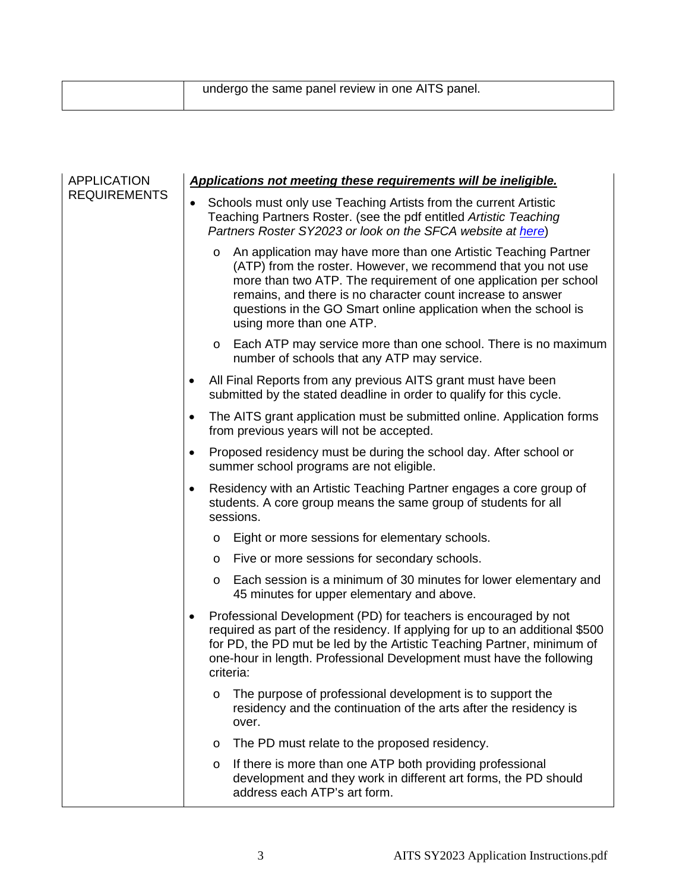| | undergo the same panel review in one AITS panel. |
|---|---|

| APPLICATION REQUIREMENTS | ***Applications not meeting these requirements will be ineligible.*** |
|---|---|

**APPLICATION REQUIREMENTS**

***Applications not meeting these requirements will be ineligible.***

- Schools must only use Teaching Artists from the current Artistic Teaching Partners Roster. (see the pdf entitled *Artistic Teaching Partners Roster SY2023 or look on the SFCA website at here*)
  - An application may have more than one Artistic Teaching Partner (ATP) from the roster. However, we recommend that you not use more than two ATP. The requirement of one application per school remains, and there is no character count increase to answer questions in the GO Smart online application when the school is using more than one ATP.
  - Each ATP may service more than one school. There is no maximum number of schools that any ATP may service.
- All Final Reports from any previous AITS grant must have been submitted by the stated deadline in order to qualify for this cycle.
- The AITS grant application must be submitted online. Application forms from previous years will not be accepted.
- Proposed residency must be during the school day. After school or summer school programs are not eligible.
- Residency with an Artistic Teaching Partner engages a core group of students. A core group means the same group of students for all sessions.
  - Eight or more sessions for elementary schools.
  - Five or more sessions for secondary schools.
  - Each session is a minimum of 30 minutes for lower elementary and 45 minutes for upper elementary and above.
- Professional Development (PD) for teachers is encouraged by not required as part of the residency. If applying for up to an additional $500 for PD, the PD mut be led by the Artistic Teaching Partner, minimum of one-hour in length. Professional Development must have the following criteria:
  - The purpose of professional development is to support the residency and the continuation of the arts after the residency is over.
  - The PD must relate to the proposed residency.
  - If there is more than one ATP both providing professional development and they work in different art forms, the PD should address each ATP's art form.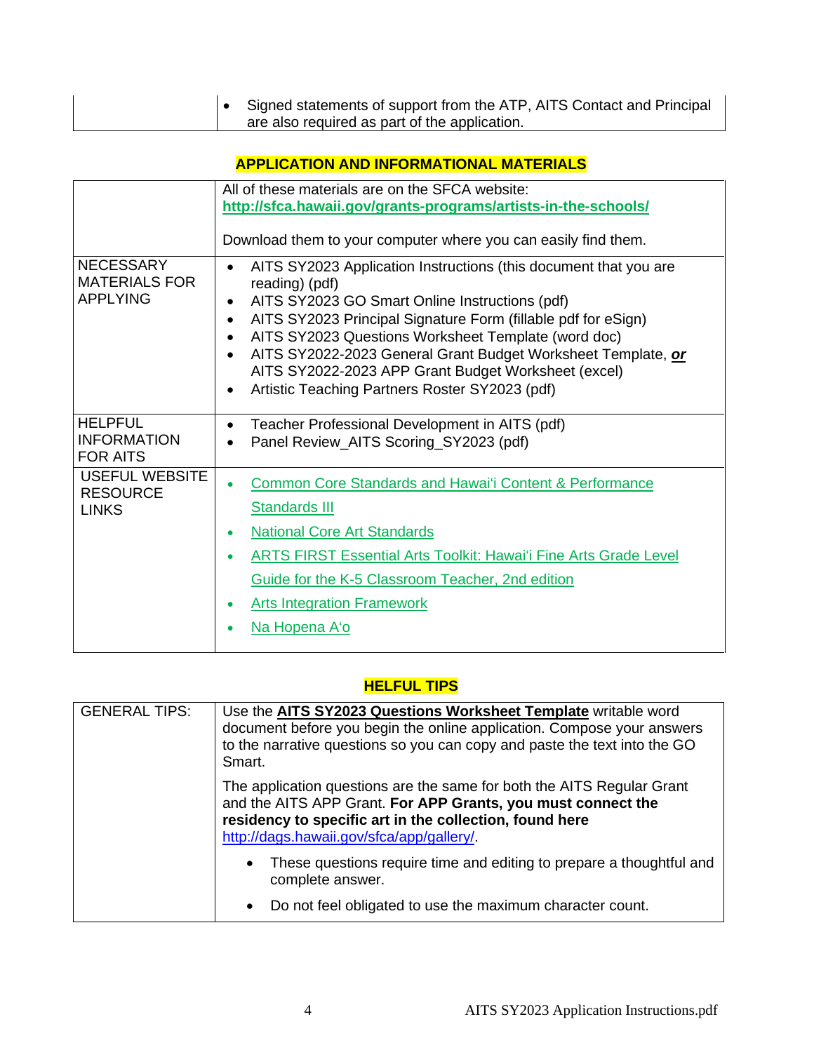| | |
|---|---|
| | • Signed statements of support from the ATP, AITS Contact and Principal are also required as part of the application. |

## APPLICATION AND INFORMATIONAL MATERIALS

| | |
|---|---|
| | All of these materials are on the SFCA website: **http://sfca.hawaii.gov/grants-programs/artists-in-the-schools/**<br><br>Download them to your computer where you can easily find them. |
| NECESSARY MATERIALS FOR APPLYING | • AITS SY2023 Application Instructions (this document that you are reading) (pdf)<br>• AITS SY2023 GO Smart Online Instructions (pdf)<br>• AITS SY2023 Principal Signature Form (fillable pdf for eSign)<br>• AITS SY2023 Questions Worksheet Template (word doc)<br>• AITS SY2022-2023 General Grant Budget Worksheet Template, ***or*** AITS SY2022-2023 APP Grant Budget Worksheet (excel)<br>• Artistic Teaching Partners Roster SY2023 (pdf) |
| HELPFUL INFORMATION FOR AITS | • Teacher Professional Development in AITS (pdf)<br>• Panel Review_AITS Scoring_SY2023 (pdf) |
| USEFUL WEBSITE RESOURCE LINKS | • Common Core Standards and Hawai'i Content & Performance Standards III<br>• National Core Art Standards<br>• ARTS FIRST Essential Arts Toolkit: Hawai'i Fine Arts Grade Level Guide for the K-5 Classroom Teacher, 2nd edition<br>• Arts Integration Framework<br>• Na Hopena A'o |

## HELFUL TIPS

| | |
|---|---|
| GENERAL TIPS: | Use the **AITS SY2023 Questions Worksheet Template** writable word document before you begin the online application. Compose your answers to the narrative questions so you can copy and paste the text into the GO Smart.<br><br>The application questions are the same for both the AITS Regular Grant and the AITS APP Grant. **For APP Grants, you must connect the residency to specific art in the collection, found here** http://dags.hawaii.gov/sfca/app/gallery/.<br><br>• These questions require time and editing to prepare a thoughtful and complete answer.<br>• Do not feel obligated to use the maximum character count. |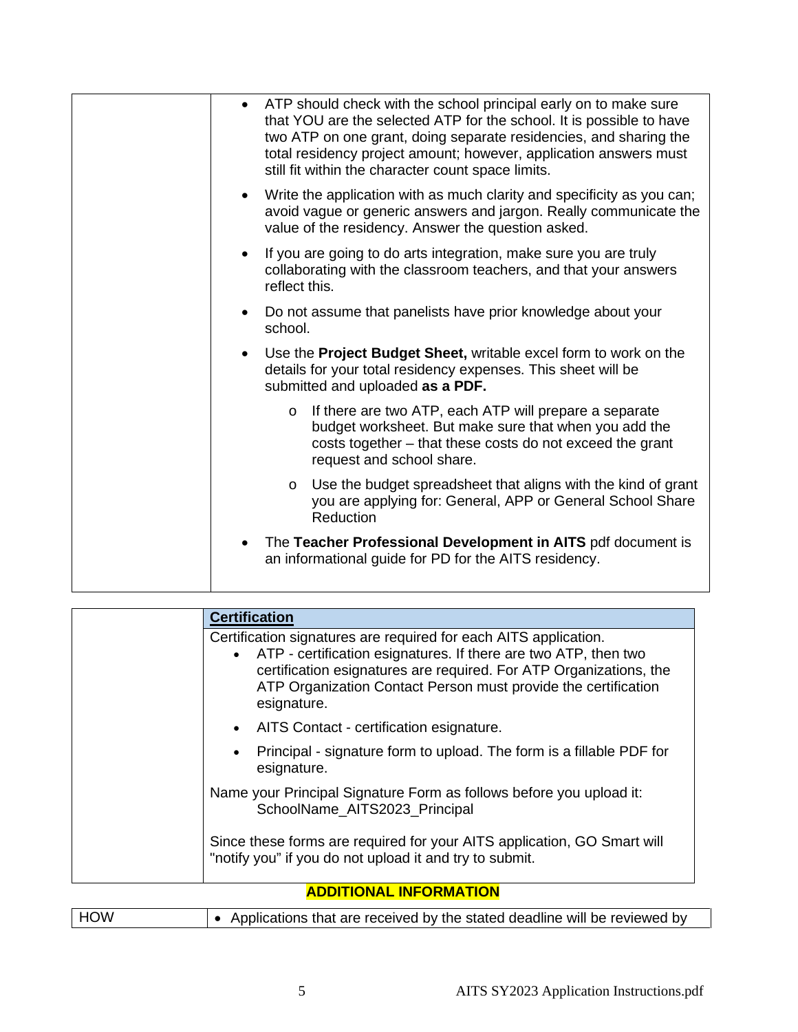| | |
|---|---|
| | • ATP should check with the school principal early on to make sure that YOU are the selected ATP for the school. It is possible to have two ATP on one grant, doing separate residencies, and sharing the total residency project amount; however, application answers must still fit within the character count space limits.<br>• Write the application with as much clarity and specificity as you can; avoid vague or generic answers and jargon. Really communicate the value of the residency. Answer the question asked.<br>• If you are going to do arts integration, make sure you are truly collaborating with the classroom teachers, and that your answers reflect this.<br>• Do not assume that panelists have prior knowledge about your school.<br>• Use the **Project Budget Sheet,** writable excel form to work on the details for your total residency expenses. This sheet will be submitted and uploaded **as a PDF.**<br>&nbsp;&nbsp;&nbsp;&nbsp;o If there are two ATP, each ATP will prepare a separate budget worksheet. But make sure that when you add the costs together – that these costs do not exceed the grant request and school share.<br>&nbsp;&nbsp;&nbsp;&nbsp;o Use the budget spreadsheet that aligns with the kind of grant you are applying for: General, APP or General School Share Reduction<br>• The **Teacher Professional Development in AITS** pdf document is an informational guide for PD for the AITS residency. |

| | |
|---|---|
| | **Certification** |
| | Certification signatures are required for each AITS application.<br>• ATP - certification esignatures. If there are two ATP, then two certification esignatures are required. For ATP Organizations, the ATP Organization Contact Person must provide the certification esignature.<br>• AITS Contact - certification esignature.<br>• Principal - signature form to upload. The form is a fillable PDF for esignature.<br><br>Name your Principal Signature Form as follows before you upload it:<br>SchoolName_AITS2023_Principal<br><br>Since these forms are required for your AITS application, GO Smart will "notify you" if you do not upload it and try to submit. |

**ADDITIONAL INFORMATION**

| | |
|---|---|
| HOW | • Applications that are received by the stated deadline will be reviewed by |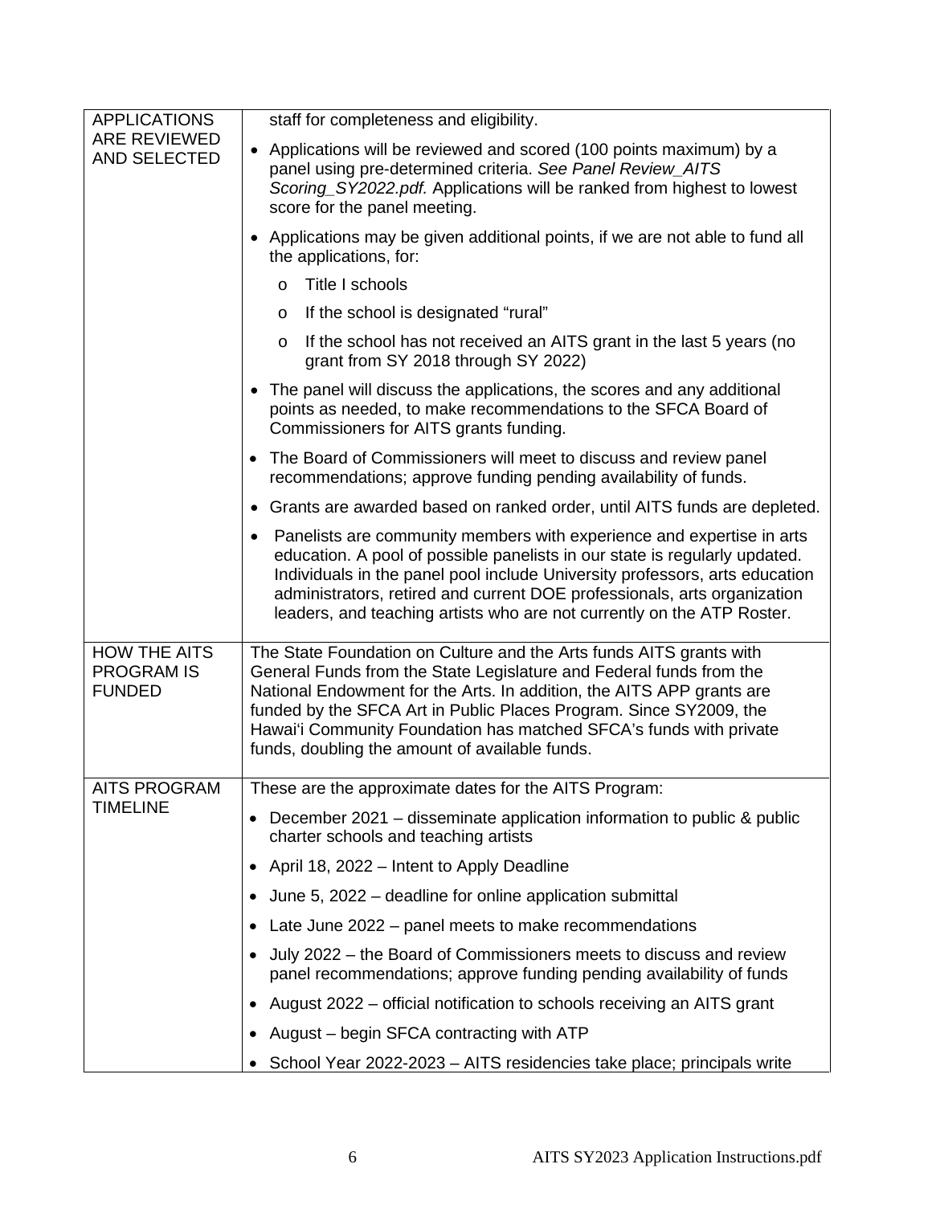| | |
|---|---|
| APPLICATIONS ARE REVIEWED AND SELECTED | staff for completeness and eligibility.<br><br>• Applications will be reviewed and scored (100 points maximum) by a panel using pre-determined criteria. *See Panel Review_AITS Scoring_SY2022.pdf.* Applications will be ranked from highest to lowest score for the panel meeting.<br><br>• Applications may be given additional points, if we are not able to fund all the applications, for:<br>&nbsp;&nbsp;o Title I schools<br>&nbsp;&nbsp;o If the school is designated "rural"<br>&nbsp;&nbsp;o If the school has not received an AITS grant in the last 5 years (no grant from SY 2018 through SY 2022)<br><br>• The panel will discuss the applications, the scores and any additional points as needed, to make recommendations to the SFCA Board of Commissioners for AITS grants funding.<br><br>• The Board of Commissioners will meet to discuss and review panel recommendations; approve funding pending availability of funds.<br><br>• Grants are awarded based on ranked order, until AITS funds are depleted.<br><br>• Panelists are community members with experience and expertise in arts education. A pool of possible panelists in our state is regularly updated. Individuals in the panel pool include University professors, arts education administrators, retired and current DOE professionals, arts organization leaders, and teaching artists who are not currently on the ATP Roster. |
| HOW THE AITS PROGRAM IS FUNDED | The State Foundation on Culture and the Arts funds AITS grants with General Funds from the State Legislature and Federal funds from the National Endowment for the Arts. In addition, the AITS APP grants are funded by the SFCA Art in Public Places Program. Since SY2009, the Hawai'i Community Foundation has matched SFCA's funds with private funds, doubling the amount of available funds. |
| AITS PROGRAM TIMELINE | These are the approximate dates for the AITS Program:<br><br>• December 2021 – disseminate application information to public & public charter schools and teaching artists<br>• April 18, 2022 – Intent to Apply Deadline<br>• June 5, 2022 – deadline for online application submittal<br>• Late June 2022 – panel meets to make recommendations<br>• July 2022 – the Board of Commissioners meets to discuss and review panel recommendations; approve funding pending availability of funds<br>• August 2022 – official notification to schools receiving an AITS grant<br>• August – begin SFCA contracting with ATP<br>• School Year 2022-2023 – AITS residencies take place; principals write |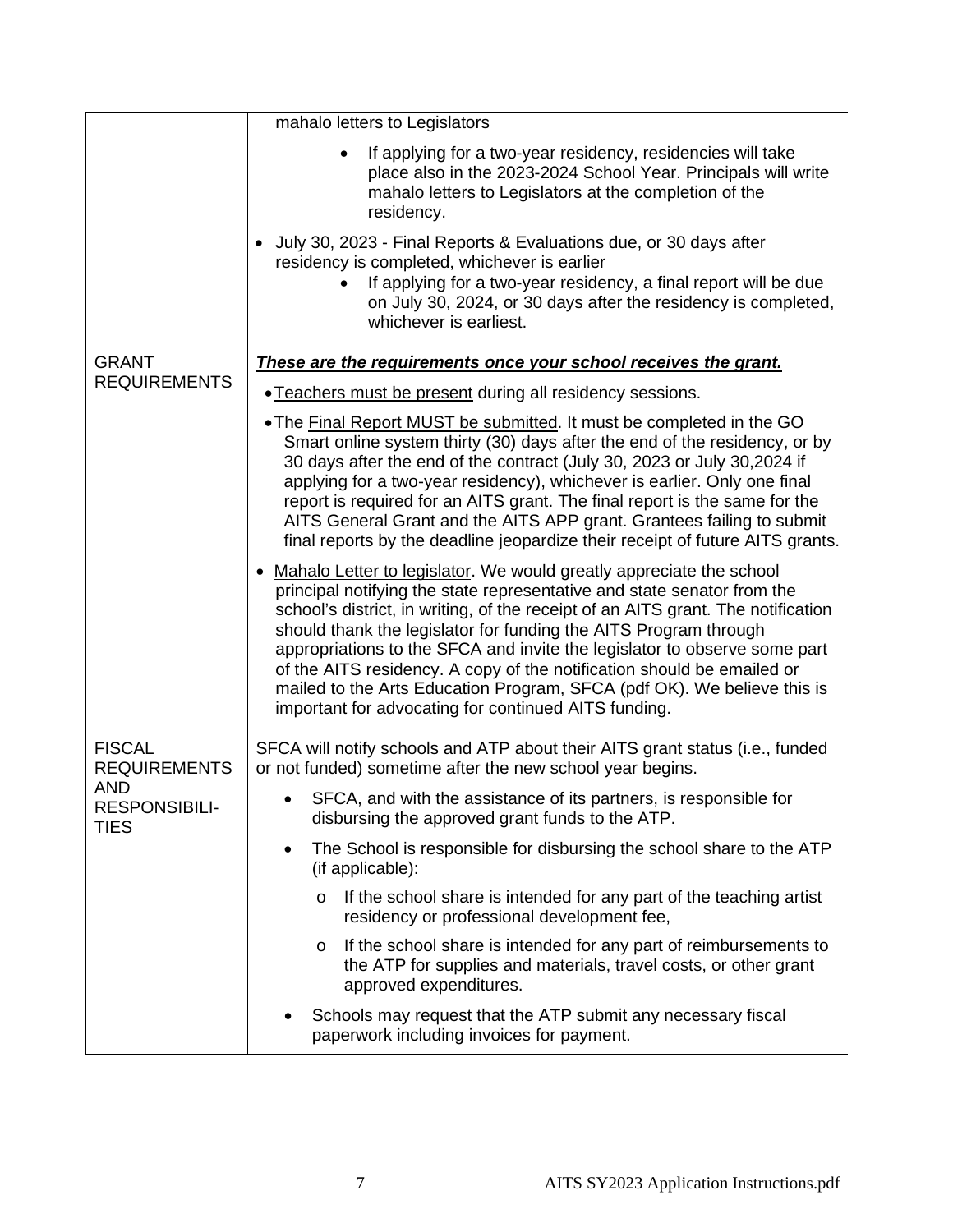| | |
|---|---|
| | mahalo letters to Legislators<br>• If applying for a two-year residency, residencies will take place also in the 2023-2024 School Year. Principals will write mahalo letters to Legislators at the completion of the residency.<br>• July 30, 2023 - Final Reports & Evaluations due, or 30 days after residency is completed, whichever is earlier<br>• If applying for a two-year residency, a final report will be due on July 30, 2024, or 30 days after the residency is completed, whichever is earliest. |
| GRANT REQUIREMENTS | ***These are the requirements once your school receives the grant.***<br>• Teachers must be present during all residency sessions.<br>• The Final Report MUST be submitted. It must be completed in the GO Smart online system thirty (30) days after the end of the residency, or by 30 days after the end of the contract (July 30, 2023 or July 30,2024 if applying for a two-year residency), whichever is earlier. Only one final report is required for an AITS grant. The final report is the same for the AITS General Grant and the AITS APP grant. Grantees failing to submit final reports by the deadline jeopardize their receipt of future AITS grants.<br>• Mahalo Letter to legislator. We would greatly appreciate the school principal notifying the state representative and state senator from the school's district, in writing, of the receipt of an AITS grant. The notification should thank the legislator for funding the AITS Program through appropriations to the SFCA and invite the legislator to observe some part of the AITS residency. A copy of the notification should be emailed or mailed to the Arts Education Program, SFCA (pdf OK). We believe this is important for advocating for continued AITS funding. |
| FISCAL REQUIREMENTS AND RESPONSIBILI-TIES | SFCA will notify schools and ATP about their AITS grant status (i.e., funded or not funded) sometime after the new school year begins.<br>• SFCA, and with the assistance of its partners, is responsible for disbursing the approved grant funds to the ATP.<br>• The School is responsible for disbursing the school share to the ATP (if applicable):<br>  o If the school share is intended for any part of the teaching artist residency or professional development fee,<br>  o If the school share is intended for any part of reimbursements to the ATP for supplies and materials, travel costs, or other grant approved expenditures.<br>• Schools may request that the ATP submit any necessary fiscal paperwork including invoices for payment. |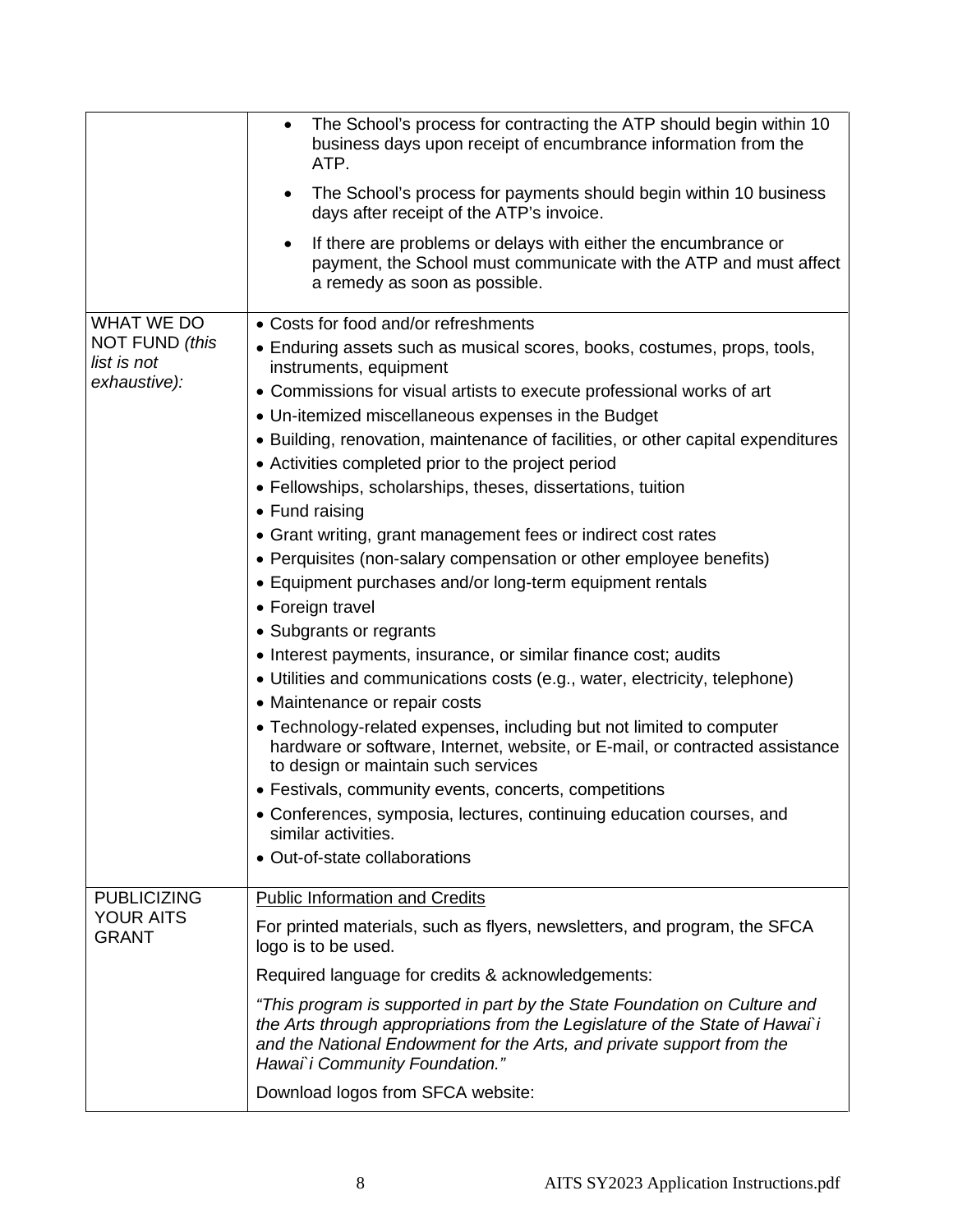| | |
|---|---|
| | • The School's process for contracting the ATP should begin within 10 business days upon receipt of encumbrance information from the ATP.<br>• The School's process for payments should begin within 10 business days after receipt of the ATP's invoice.<br>• If there are problems or delays with either the encumbrance or payment, the School must communicate with the ATP and must affect a remedy as soon as possible. |
| WHAT WE DO NOT FUND *(this list is not exhaustive):* | • Costs for food and/or refreshments<br>• Enduring assets such as musical scores, books, costumes, props, tools, instruments, equipment<br>• Commissions for visual artists to execute professional works of art<br>• Un-itemized miscellaneous expenses in the Budget<br>• Building, renovation, maintenance of facilities, or other capital expenditures<br>• Activities completed prior to the project period<br>• Fellowships, scholarships, theses, dissertations, tuition<br>• Fund raising<br>• Grant writing, grant management fees or indirect cost rates<br>• Perquisites (non-salary compensation or other employee benefits)<br>• Equipment purchases and/or long-term equipment rentals<br>• Foreign travel<br>• Subgrants or regrants<br>• Interest payments, insurance, or similar finance cost; audits<br>• Utilities and communications costs (e.g., water, electricity, telephone)<br>• Maintenance or repair costs<br>• Technology-related expenses, including but not limited to computer hardware or software, Internet, website, or E-mail, or contracted assistance to design or maintain such services<br>• Festivals, community events, concerts, competitions<br>• Conferences, symposia, lectures, continuing education courses, and similar activities.<br>• Out-of-state collaborations |
| PUBLICIZING YOUR AITS GRANT | Public Information and Credits<br>For printed materials, such as flyers, newsletters, and program, the SFCA logo is to be used.<br>Required language for credits & acknowledgements:<br>*"This program is supported in part by the State Foundation on Culture and the Arts through appropriations from the Legislature of the State of Hawai`i and the National Endowment for the Arts, and private support from the Hawai`i Community Foundation."*<br>Download logos from SFCA website: |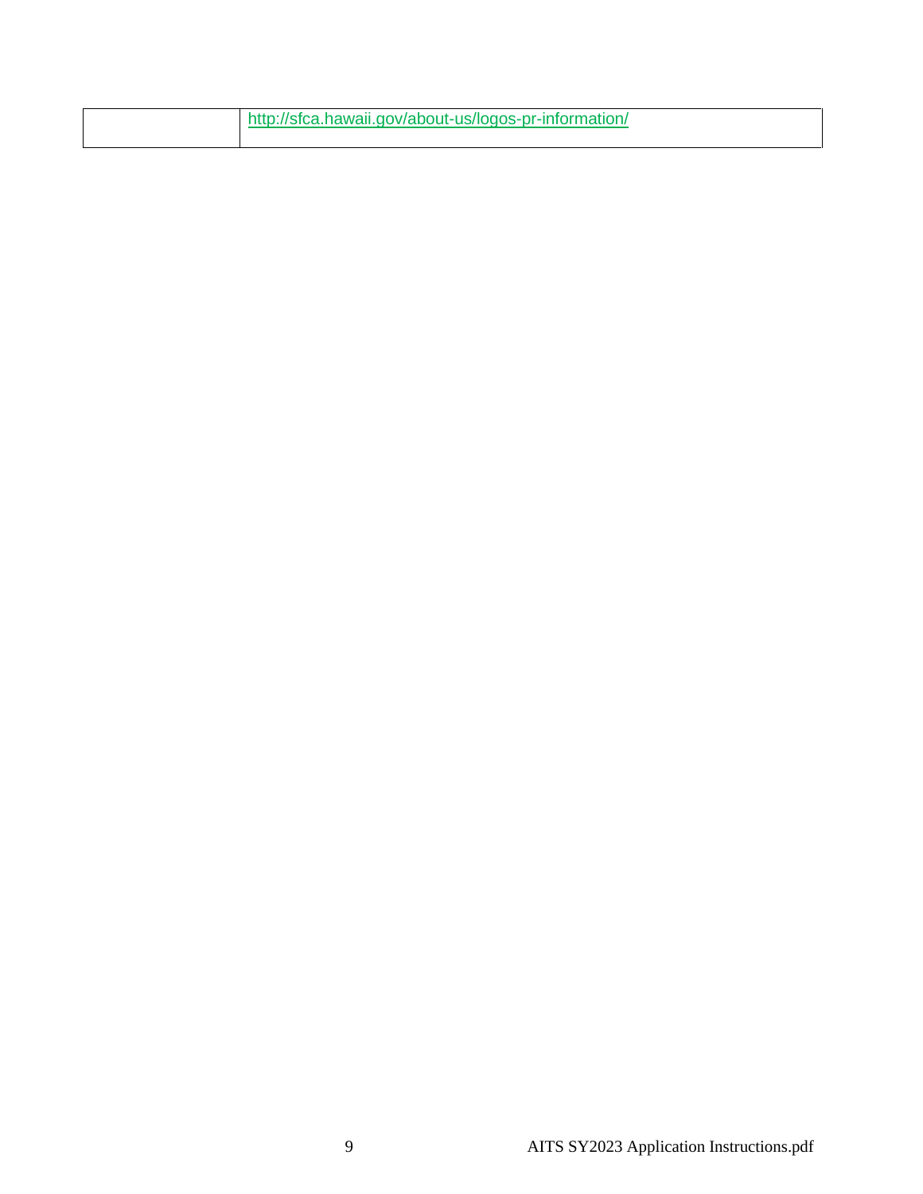| | |
|---|---|
| | http://sfca.hawaii.gov/about-us/logos-pr-information/ |